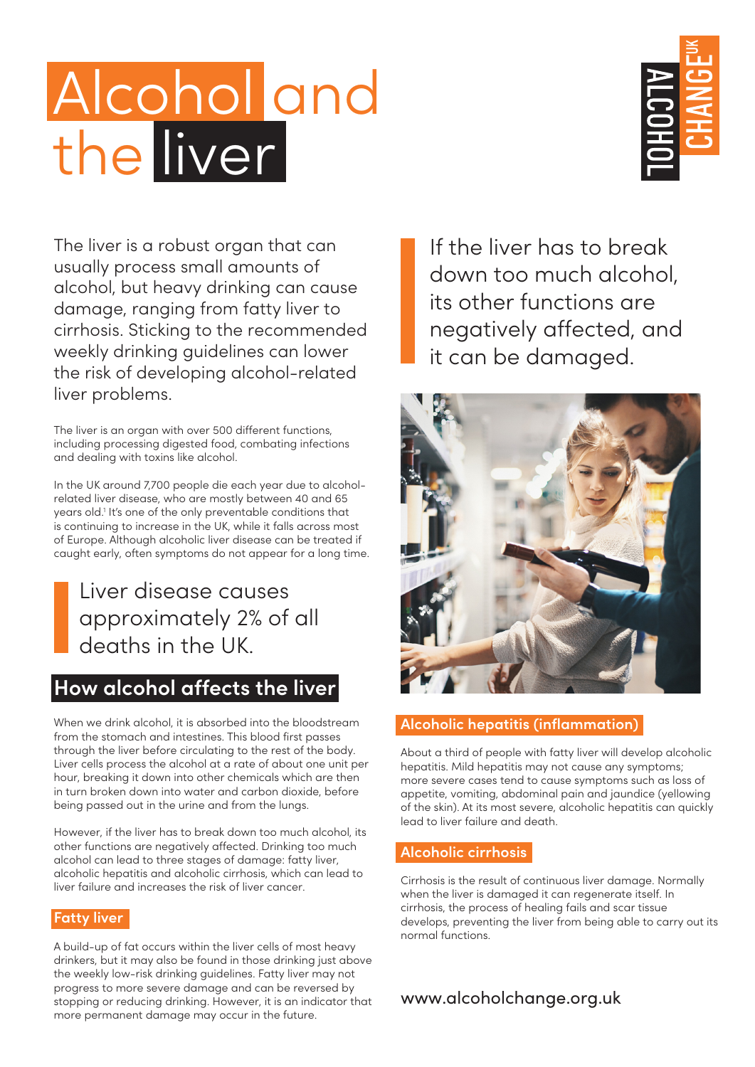# Alcohol and the liver

ALCOHOL CHANGE UK

The liver is a robust organ that can usually process small amounts of alcohol, but heavy drinking can cause damage, ranging from fatty liver to cirrhosis. Sticking to the recommended weekly drinking guidelines can lower the risk of developing alcohol-related liver problems.

The liver is an organ with over 500 different functions, including processing digested food, combating infections and dealing with toxins like alcohol.

In the UK around 7,700 people die each year due to alcohol-related liver disease, who are mostly between 40 and 65 years old.[1] It's one of the only preventable conditions that is continuing to increase in the UK, while it falls across most of Europe. Although alcoholic liver disease can be treated if caught early, often symptoms do not appear for a long time.

> Liver disease causes approximately 2% of all deaths in the UK.

## How alcohol affects the liver

When we drink alcohol, it is absorbed into the bloodstream from the stomach and intestines. This blood first passes through the liver before circulating to the rest of the body. Liver cells process the alcohol at a rate of about one unit per hour, breaking it down into other chemicals which are then in turn broken down into water and carbon dioxide, before being passed out in the urine and from the lungs.

However, if the liver has to break down too much alcohol, its other functions are negatively affected. Drinking too much alcohol can lead to three stages of damage: fatty liver, alcoholic hepatitis and alcoholic cirrhosis, which can lead to liver failure and increases the risk of liver cancer.

### Fatty liver

A build-up of fat occurs within the liver cells of most heavy drinkers, but it may also be found in those drinking just above the weekly low-risk drinking guidelines. Fatty liver may not progress to more severe damage and can be reversed by stopping or reducing drinking. However, it is an indicator that more permanent damage may occur in the future.

> If the liver has to break down too much alcohol, its other functions are negatively affected, and it can be damaged.

### Alcoholic hepatitis (inflammation)

About a third of people with fatty liver will develop alcoholic hepatitis. Mild hepatitis may not cause any symptoms; more severe cases tend to cause symptoms such as loss of appetite, vomiting, abdominal pain and jaundice (yellowing of the skin). At its most severe, alcoholic hepatitis can quickly lead to liver failure and death.

### Alcoholic cirrhosis

Cirrhosis is the result of continuous liver damage. Normally when the liver is damaged it can regenerate itself. In cirrhosis, the process of healing fails and scar tissue develops, preventing the liver from being able to carry out its normal functions.

www.alcoholchange.org.uk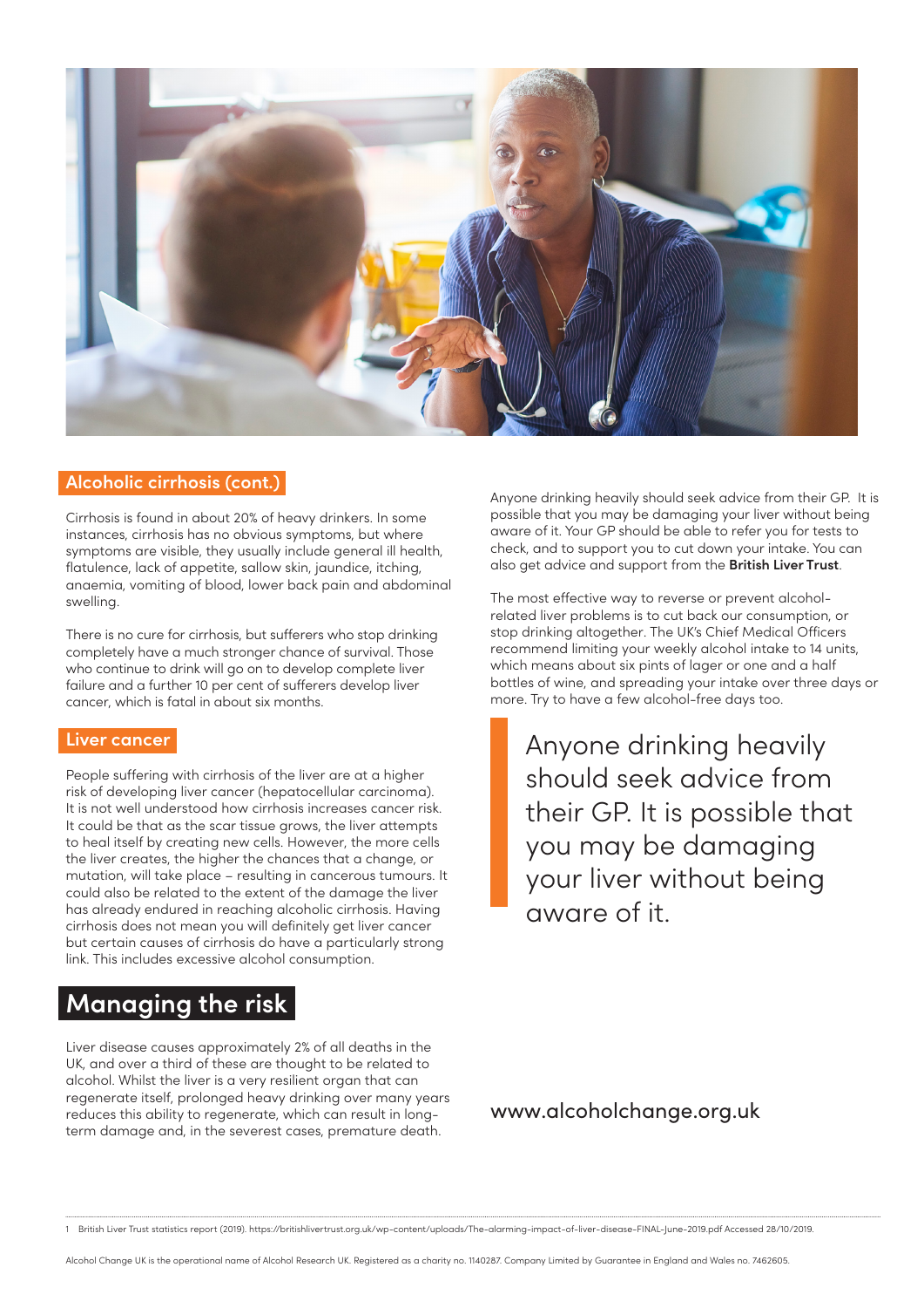## Alcoholic cirrhosis (cont.)

Cirrhosis is found in about 20% of heavy drinkers. In some instances, cirrhosis has no obvious symptoms, but where symptoms are visible, they usually include general ill health, flatulence, lack of appetite, sallow skin, jaundice, itching, anaemia, vomiting of blood, lower back pain and abdominal swelling.

There is no cure for cirrhosis, but sufferers who stop drinking completely have a much stronger chance of survival. Those who continue to drink will go on to develop complete liver failure and a further 10 per cent of sufferers develop liver cancer, which is fatal in about six months.

## Liver cancer

People suffering with cirrhosis of the liver are at a higher risk of developing liver cancer (hepatocellular carcinoma). It is not well understood how cirrhosis increases cancer risk. It could be that as the scar tissue grows, the liver attempts to heal itself by creating new cells. However, the more cells the liver creates, the higher the chances that a change, or mutation, will take place – resulting in cancerous tumours. It could also be related to the extent of the damage the liver has already endured in reaching alcoholic cirrhosis. Having cirrhosis does not mean you will definitely get liver cancer but certain causes of cirrhosis do have a particularly strong link. This includes excessive alcohol consumption.

# Managing the risk

Liver disease causes approximately 2% of all deaths in the UK, and over a third of these are thought to be related to alcohol. Whilst the liver is a very resilient organ that can regenerate itself, prolonged heavy drinking over many years reduces this ability to regenerate, which can result in long-term damage and, in the severest cases, premature death.

Anyone drinking heavily should seek advice from their GP. It is possible that you may be damaging your liver without being aware of it. Your GP should be able to refer you for tests to check, and to support you to cut down your intake. You can also get advice and support from the **British Liver Trust**.

The most effective way to reverse or prevent alcohol-related liver problems is to cut back our consumption, or stop drinking altogether. The UK's Chief Medical Officers recommend limiting your weekly alcohol intake to 14 units, which means about six pints of lager or one and a half bottles of wine, and spreading your intake over three days or more. Try to have a few alcohol-free days too.

> Anyone drinking heavily should seek advice from their GP. It is possible that you may be damaging your liver without being aware of it.

www.alcoholchange.org.uk

1 British Liver Trust statistics report (2019). https://britishlivertrust.org.uk/wp-content/uploads/The-alarming-impact-of-liver-disease-FINAL-June-2019.pdf Accessed 28/10/2019.

Alcohol Change UK is the operational name of Alcohol Research UK. Registered as a charity no. 1140287. Company Limited by Guarantee in England and Wales no. 7462605.